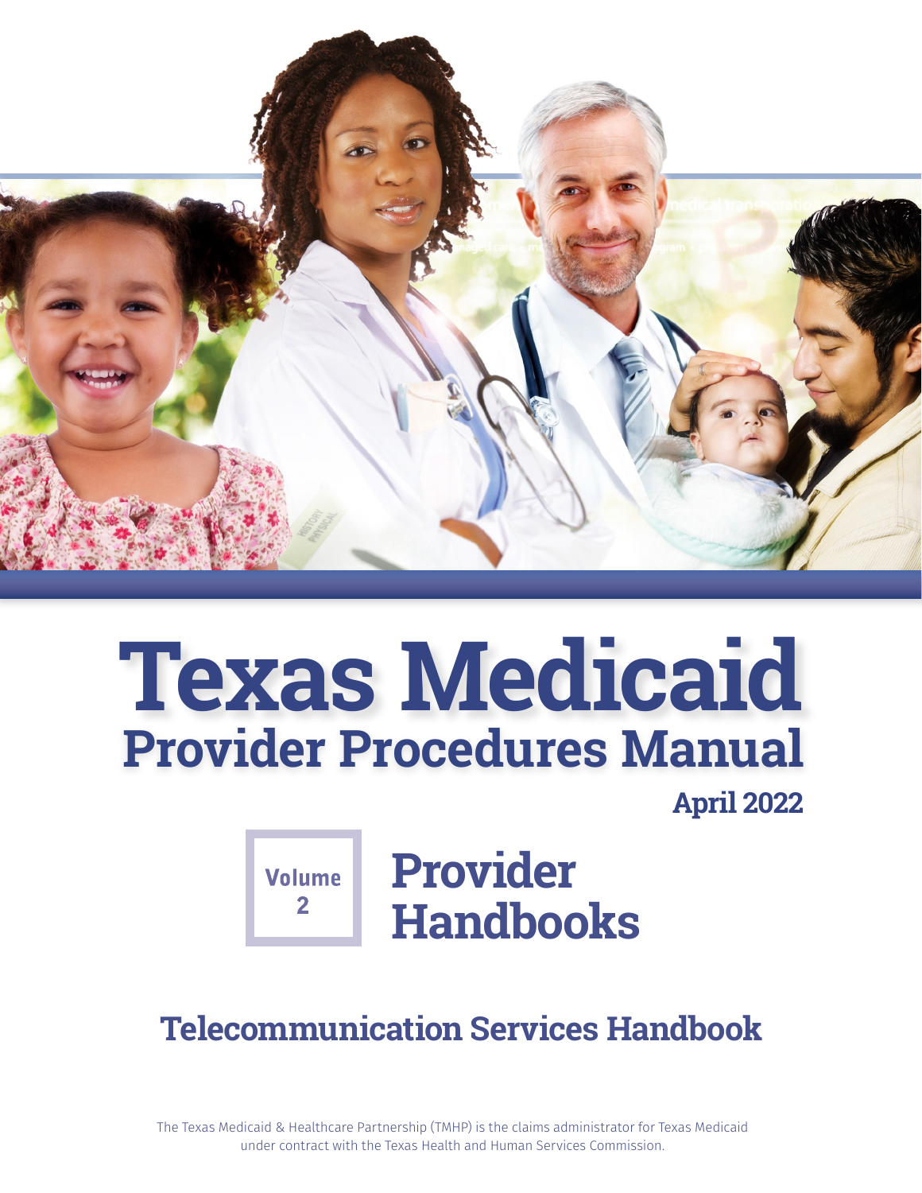# Texas Medicaid

## Provider Procedures Manual

**April 2022**

**Volume 2**

## Provider Handbooks

## Telecommunication Services Handbook

The Texas Medicaid & Healthcare Partnership (TMHP) is the claims administrator for Texas Medicaid under contract with the Texas Health and Human Services Commission.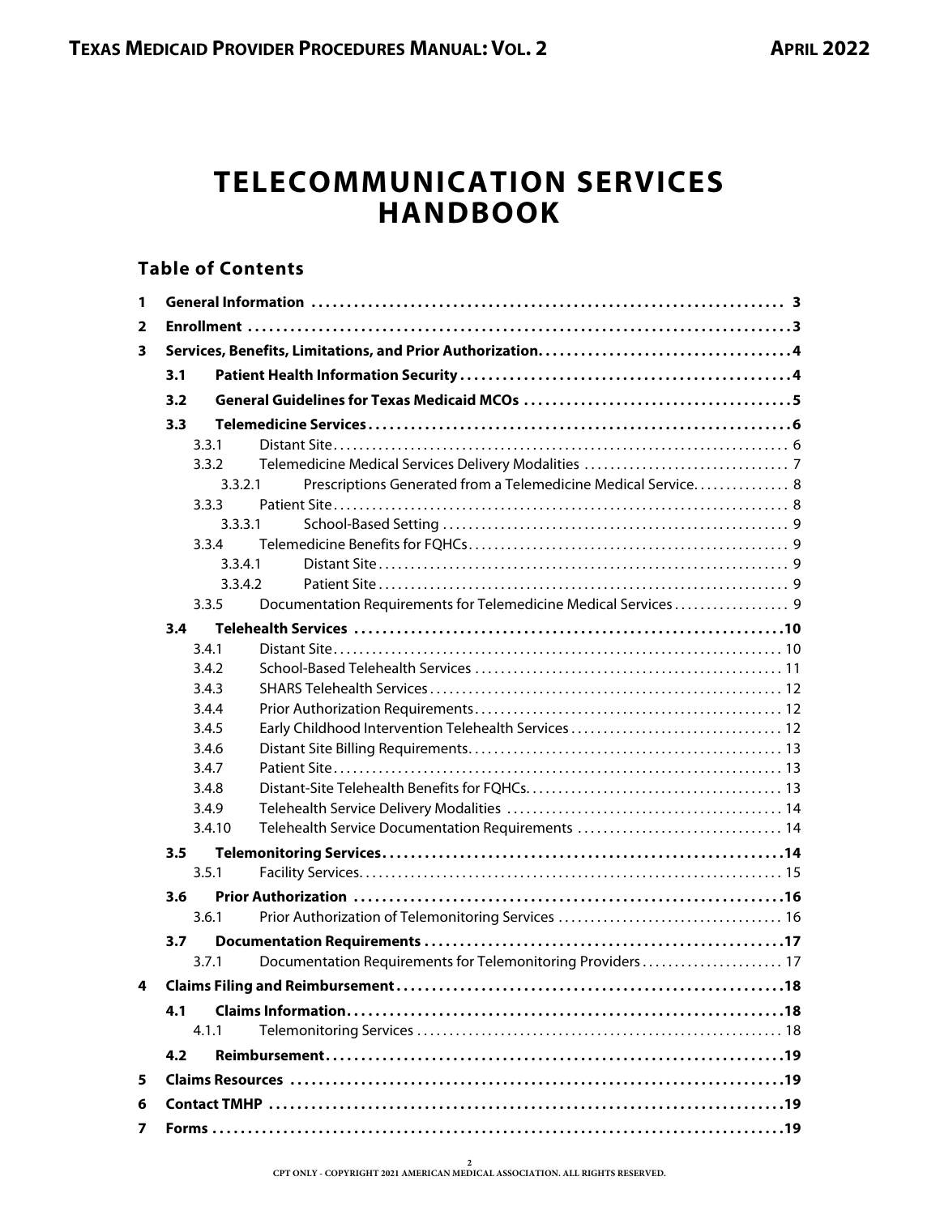# TELECOMMUNICATION SERVICES HANDBOOK

## Table of Contents

| | | | |
|---|---|---|---|
| **1** | **General Information** | | **3** |
| **2** | **Enrollment** | | **3** |
| **3** | **Services, Benefits, Limitations, and Prior Authorization** | | **4** |
| | **3.1** | **Patient Health Information Security** | **4** |
| | **3.2** | **General Guidelines for Texas Medicaid MCOs** | **5** |
| | **3.3** | **Telemedicine Services** | **6** |
| | 3.3.1 | Distant Site | 6 |
| | 3.3.2 | Telemedicine Medical Services Delivery Modalities | 7 |
| | 3.3.2.1 | Prescriptions Generated from a Telemedicine Medical Service | 8 |
| | 3.3.3 | Patient Site | 8 |
| | 3.3.3.1 | School-Based Setting | 9 |
| | 3.3.4 | Telemedicine Benefits for FQHCs | 9 |
| | 3.3.4.1 | Distant Site | 9 |
| | 3.3.4.2 | Patient Site | 9 |
| | 3.3.5 | Documentation Requirements for Telemedicine Medical Services | 9 |
| | **3.4** | **Telehealth Services** | **10** |
| | 3.4.1 | Distant Site | 10 |
| | 3.4.2 | School-Based Telehealth Services | 11 |
| | 3.4.3 | SHARS Telehealth Services | 12 |
| | 3.4.4 | Prior Authorization Requirements | 12 |
| | 3.4.5 | Early Childhood Intervention Telehealth Services | 12 |
| | 3.4.6 | Distant Site Billing Requirements | 13 |
| | 3.4.7 | Patient Site | 13 |
| | 3.4.8 | Distant-Site Telehealth Benefits for FQHCs | 13 |
| | 3.4.9 | Telehealth Service Delivery Modalities | 14 |
| | 3.4.10 | Telehealth Service Documentation Requirements | 14 |
| | **3.5** | **Telemonitoring Services** | **14** |
| | 3.5.1 | Facility Services | 15 |
| | **3.6** | **Prior Authorization** | **16** |
| | 3.6.1 | Prior Authorization of Telemonitoring Services | 16 |
| | **3.7** | **Documentation Requirements** | **17** |
| | 3.7.1 | Documentation Requirements for Telemonitoring Providers | 17 |
| **4** | **Claims Filing and Reimbursement** | | **18** |
| | **4.1** | **Claims Information** | **18** |
| | 4.1.1 | Telemonitoring Services | 18 |
| | **4.2** | **Reimbursement** | **19** |
| **5** | **Claims Resources** | | **19** |
| **6** | **Contact TMHP** | | **19** |
| **7** | **Forms** | | **19** |

CPT ONLY - COPYRIGHT 2021 AMERICAN MEDICAL ASSOCIATION. ALL RIGHTS RESERVED.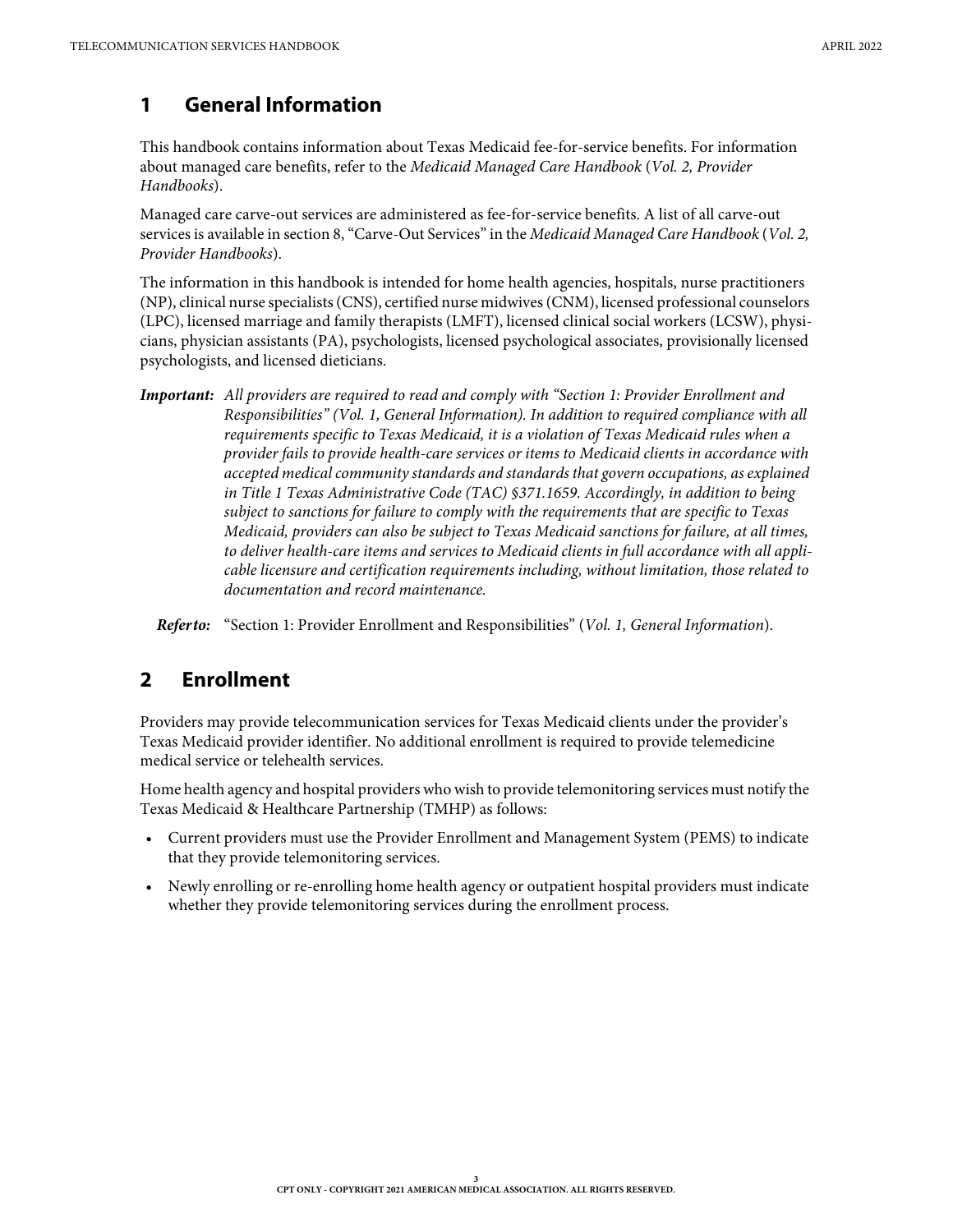# 1 General Information

This handbook contains information about Texas Medicaid fee-for-service benefits. For information about managed care benefits, refer to the *Medicaid Managed Care Handbook* (*Vol. 2, Provider Handbooks*).

Managed care carve-out services are administered as fee-for-service benefits. A list of all carve-out services is available in section 8, "Carve-Out Services" in the *Medicaid Managed Care Handbook* (*Vol. 2, Provider Handbooks*).

The information in this handbook is intended for home health agencies, hospitals, nurse practitioners (NP), clinical nurse specialists (CNS), certified nurse midwives (CNM), licensed professional counselors (LPC), licensed marriage and family therapists (LMFT), licensed clinical social workers (LCSW), physicians, physician assistants (PA), psychologists, licensed psychological associates, provisionally licensed psychologists, and licensed dieticians.

***Important:*** *All providers are required to read and comply with "Section 1: Provider Enrollment and Responsibilities" (Vol. 1, General Information). In addition to required compliance with all requirements specific to Texas Medicaid, it is a violation of Texas Medicaid rules when a provider fails to provide health-care services or items to Medicaid clients in accordance with accepted medical community standards and standards that govern occupations, as explained in Title 1 Texas Administrative Code (TAC) §371.1659. Accordingly, in addition to being subject to sanctions for failure to comply with the requirements that are specific to Texas Medicaid, providers can also be subject to Texas Medicaid sanctions for failure, at all times, to deliver health-care items and services to Medicaid clients in full accordance with all applicable licensure and certification requirements including, without limitation, those related to documentation and record maintenance.*

***Refer to:*** "Section 1: Provider Enrollment and Responsibilities" (*Vol. 1, General Information*).

# 2 Enrollment

Providers may provide telecommunication services for Texas Medicaid clients under the provider's Texas Medicaid provider identifier. No additional enrollment is required to provide telemedicine medical service or telehealth services.

Home health agency and hospital providers who wish to provide telemonitoring services must notify the Texas Medicaid & Healthcare Partnership (TMHP) as follows:

- Current providers must use the Provider Enrollment and Management System (PEMS) to indicate that they provide telemonitoring services.
- Newly enrolling or re-enrolling home health agency or outpatient hospital providers must indicate whether they provide telemonitoring services during the enrollment process.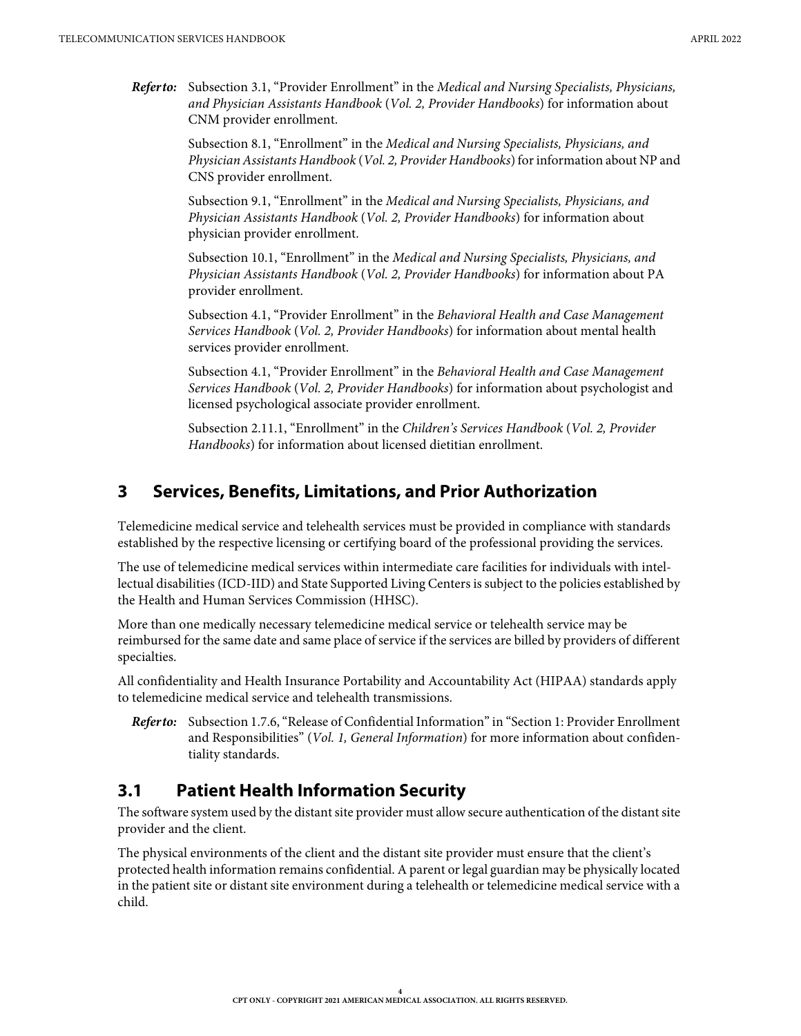***Refer to:*** Subsection 3.1, "Provider Enrollment" in the *Medical and Nursing Specialists, Physicians, and Physician Assistants Handbook* (*Vol. 2, Provider Handbooks*) for information about CNM provider enrollment.

Subsection 8.1, "Enrollment" in the *Medical and Nursing Specialists, Physicians, and Physician Assistants Handbook* (*Vol. 2, Provider Handbooks*) for information about NP and CNS provider enrollment.

Subsection 9.1, "Enrollment" in the *Medical and Nursing Specialists, Physicians, and Physician Assistants Handbook* (*Vol. 2, Provider Handbooks*) for information about physician provider enrollment.

Subsection 10.1, "Enrollment" in the *Medical and Nursing Specialists, Physicians, and Physician Assistants Handbook* (*Vol. 2, Provider Handbooks*) for information about PA provider enrollment.

Subsection 4.1, "Provider Enrollment" in the *Behavioral Health and Case Management Services Handbook* (*Vol. 2, Provider Handbooks*) for information about mental health services provider enrollment.

Subsection 4.1, "Provider Enrollment" in the *Behavioral Health and Case Management Services Handbook* (*Vol. 2, Provider Handbooks*) for information about psychologist and licensed psychological associate provider enrollment.

Subsection 2.11.1, "Enrollment" in the *Children's Services Handbook* (*Vol. 2, Provider Handbooks*) for information about licensed dietitian enrollment.

# 3 Services, Benefits, Limitations, and Prior Authorization

Telemedicine medical service and telehealth services must be provided in compliance with standards established by the respective licensing or certifying board of the professional providing the services.

The use of telemedicine medical services within intermediate care facilities for individuals with intellectual disabilities (ICD-IID) and State Supported Living Centers is subject to the policies established by the Health and Human Services Commission (HHSC).

More than one medically necessary telemedicine medical service or telehealth service may be reimbursed for the same date and same place of service if the services are billed by providers of different specialties.

All confidentiality and Health Insurance Portability and Accountability Act (HIPAA) standards apply to telemedicine medical service and telehealth transmissions.

***Refer to:*** Subsection 1.7.6, "Release of Confidential Information" in "Section 1: Provider Enrollment and Responsibilities" (*Vol. 1, General Information*) for more information about confidentiality standards.

## 3.1 Patient Health Information Security

The software system used by the distant site provider must allow secure authentication of the distant site provider and the client.

The physical environments of the client and the distant site provider must ensure that the client's protected health information remains confidential. A parent or legal guardian may be physically located in the patient site or distant site environment during a telehealth or telemedicine medical service with a child.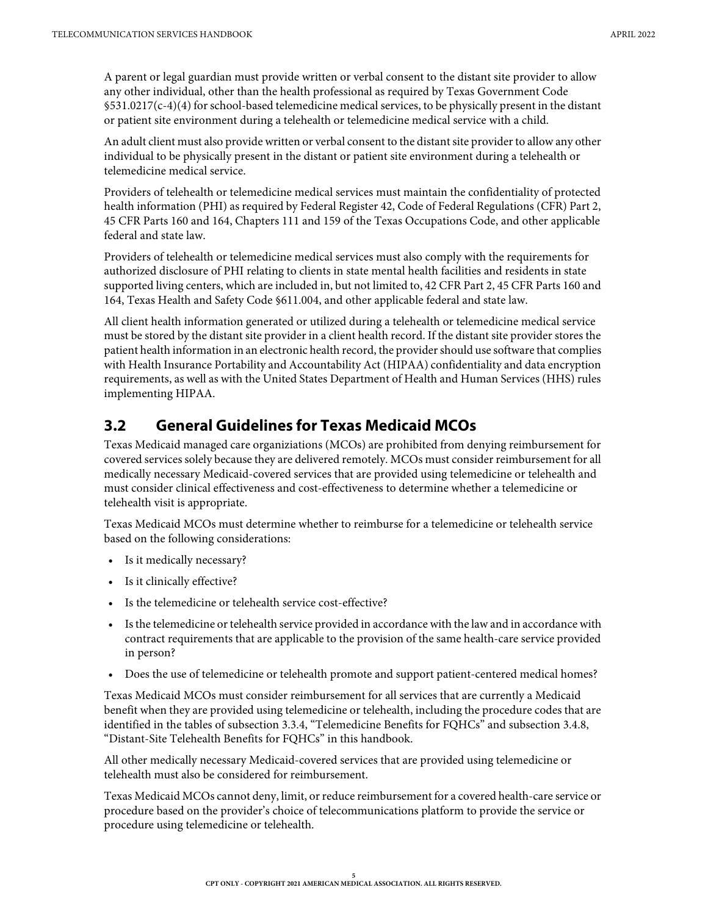A parent or legal guardian must provide written or verbal consent to the distant site provider to allow any other individual, other than the health professional as required by Texas Government Code §531.0217(c-4)(4) for school-based telemedicine medical services, to be physically present in the distant or patient site environment during a telehealth or telemedicine medical service with a child.

An adult client must also provide written or verbal consent to the distant site provider to allow any other individual to be physically present in the distant or patient site environment during a telehealth or telemedicine medical service.

Providers of telehealth or telemedicine medical services must maintain the confidentiality of protected health information (PHI) as required by Federal Register 42, Code of Federal Regulations (CFR) Part 2, 45 CFR Parts 160 and 164, Chapters 111 and 159 of the Texas Occupations Code, and other applicable federal and state law.

Providers of telehealth or telemedicine medical services must also comply with the requirements for authorized disclosure of PHI relating to clients in state mental health facilities and residents in state supported living centers, which are included in, but not limited to, 42 CFR Part 2, 45 CFR Parts 160 and 164, Texas Health and Safety Code §611.004, and other applicable federal and state law.

All client health information generated or utilized during a telehealth or telemedicine medical service must be stored by the distant site provider in a client health record. If the distant site provider stores the patient health information in an electronic health record, the provider should use software that complies with Health Insurance Portability and Accountability Act (HIPAA) confidentiality and data encryption requirements, as well as with the United States Department of Health and Human Services (HHS) rules implementing HIPAA.

## 3.2 General Guidelines for Texas Medicaid MCOs

Texas Medicaid managed care organiziations (MCOs) are prohibited from denying reimbursement for covered services solely because they are delivered remotely. MCOs must consider reimbursement for all medically necessary Medicaid-covered services that are provided using telemedicine or telehealth and must consider clinical effectiveness and cost-effectiveness to determine whether a telemedicine or telehealth visit is appropriate.

Texas Medicaid MCOs must determine whether to reimburse for a telemedicine or telehealth service based on the following considerations:

- Is it medically necessary?
- Is it clinically effective?
- Is the telemedicine or telehealth service cost-effective?
- Is the telemedicine or telehealth service provided in accordance with the law and in accordance with contract requirements that are applicable to the provision of the same health-care service provided in person?
- Does the use of telemedicine or telehealth promote and support patient-centered medical homes?

Texas Medicaid MCOs must consider reimbursement for all services that are currently a Medicaid benefit when they are provided using telemedicine or telehealth, including the procedure codes that are identified in the tables of subsection 3.3.4, "Telemedicine Benefits for FQHCs" and subsection 3.4.8, "Distant-Site Telehealth Benefits for FQHCs" in this handbook.

All other medically necessary Medicaid-covered services that are provided using telemedicine or telehealth must also be considered for reimbursement.

Texas Medicaid MCOs cannot deny, limit, or reduce reimbursement for a covered health-care service or procedure based on the provider's choice of telecommunications platform to provide the service or procedure using telemedicine or telehealth.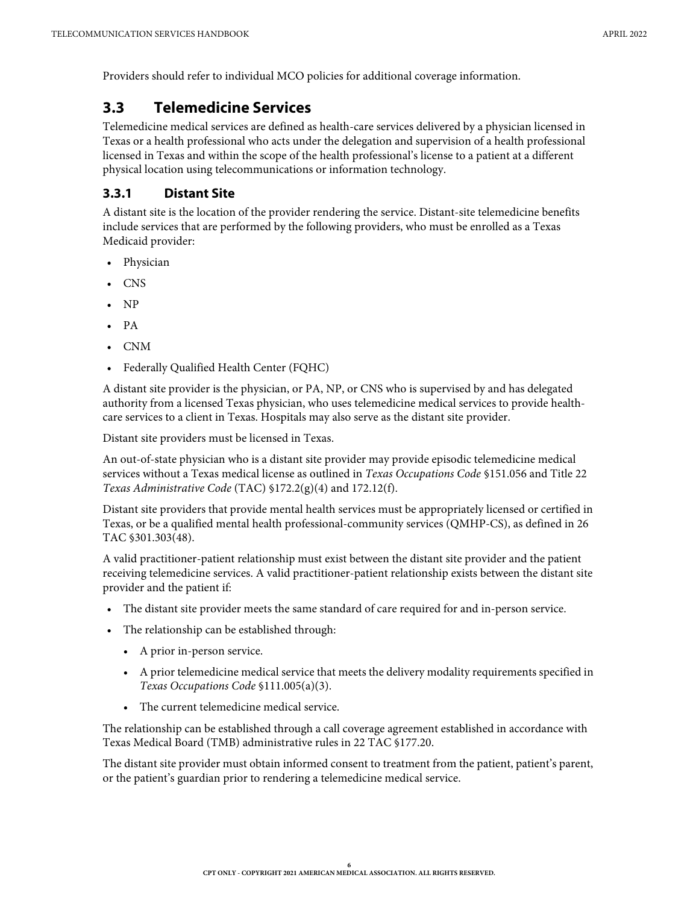Providers should refer to individual MCO policies for additional coverage information.

## 3.3 Telemedicine Services

Telemedicine medical services are defined as health-care services delivered by a physician licensed in Texas or a health professional who acts under the delegation and supervision of a health professional licensed in Texas and within the scope of the health professional's license to a patient at a different physical location using telecommunications or information technology.

### 3.3.1 Distant Site

A distant site is the location of the provider rendering the service. Distant-site telemedicine benefits include services that are performed by the following providers, who must be enrolled as a Texas Medicaid provider:

- Physician
- CNS
- NP
- PA
- CNM
- Federally Qualified Health Center (FQHC)

A distant site provider is the physician, or PA, NP, or CNS who is supervised by and has delegated authority from a licensed Texas physician, who uses telemedicine medical services to provide health-care services to a client in Texas. Hospitals may also serve as the distant site provider.

Distant site providers must be licensed in Texas.

An out-of-state physician who is a distant site provider may provide episodic telemedicine medical services without a Texas medical license as outlined in *Texas Occupations Code* §151.056 and Title 22 *Texas Administrative Code* (TAC) §172.2(g)(4) and 172.12(f).

Distant site providers that provide mental health services must be appropriately licensed or certified in Texas, or be a qualified mental health professional-community services (QMHP-CS), as defined in 26 TAC §301.303(48).

A valid practitioner-patient relationship must exist between the distant site provider and the patient receiving telemedicine services. A valid practitioner-patient relationship exists between the distant site provider and the patient if:

- The distant site provider meets the same standard of care required for and in-person service.
- The relationship can be established through:
  - A prior in-person service.
  - A prior telemedicine medical service that meets the delivery modality requirements specified in *Texas Occupations Code* §111.005(a)(3).
  - The current telemedicine medical service.

The relationship can be established through a call coverage agreement established in accordance with Texas Medical Board (TMB) administrative rules in 22 TAC §177.20.

The distant site provider must obtain informed consent to treatment from the patient, patient's parent, or the patient's guardian prior to rendering a telemedicine medical service.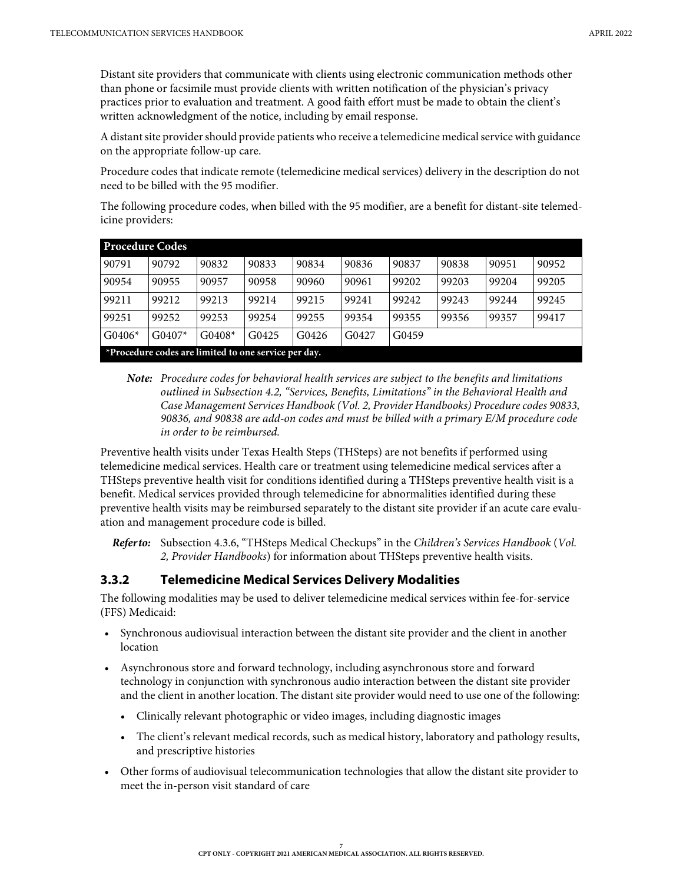Distant site providers that communicate with clients using electronic communication methods other than phone or facsimile must provide clients with written notification of the physician's privacy practices prior to evaluation and treatment. A good faith effort must be made to obtain the client's written acknowledgment of the notice, including by email response.

A distant site provider should provide patients who receive a telemedicine medical service with guidance on the appropriate follow-up care.

Procedure codes that indicate remote (telemedicine medical services) delivery in the description do not need to be billed with the 95 modifier.

The following procedure codes, when billed with the 95 modifier, are a benefit for distant-site telemedicine providers:

| Procedure Codes | | | | | | | | | |
|---|---|---|---|---|---|---|---|---|---|
| 90791 | 90792 | 90832 | 90833 | 90834 | 90836 | 90837 | 90838 | 90951 | 90952 |
| 90954 | 90955 | 90957 | 90958 | 90960 | 90961 | 99202 | 99203 | 99204 | 99205 |
| 99211 | 99212 | 99213 | 99214 | 99215 | 99241 | 99242 | 99243 | 99244 | 99245 |
| 99251 | 99252 | 99253 | 99254 | 99255 | 99354 | 99355 | 99356 | 99357 | 99417 |
| G0406* | G0407* | G0408* | G0425 | G0426 | G0427 | G0459 | | | |
| **\*Procedure codes are limited to one service per day.** | | | | | | | | | |

> ***Note:*** *Procedure codes for behavioral health services are subject to the benefits and limitations outlined in Subsection 4.2, "Services, Benefits, Limitations" in the Behavioral Health and Case Management Services Handbook (Vol. 2, Provider Handbooks) Procedure codes 90833, 90836, and 90838 are add-on codes and must be billed with a primary E/M procedure code in order to be reimbursed.*

Preventive health visits under Texas Health Steps (THSteps) are not benefits if performed using telemedicine medical services. Health care or treatment using telemedicine medical services after a THSteps preventive health visit for conditions identified during a THSteps preventive health visit is a benefit. Medical services provided through telemedicine for abnormalities identified during these preventive health visits may be reimbursed separately to the distant site provider if an acute care evaluation and management procedure code is billed.

> ***Refer to:*** Subsection 4.3.6, "THSteps Medical Checkups" in the *Children's Services Handbook* (*Vol. 2, Provider Handbooks*) for information about THSteps preventive health visits.

### 3.3.2 Telemedicine Medical Services Delivery Modalities

The following modalities may be used to deliver telemedicine medical services within fee-for-service (FFS) Medicaid:

- Synchronous audiovisual interaction between the distant site provider and the client in another location
- Asynchronous store and forward technology, including asynchronous store and forward technology in conjunction with synchronous audio interaction between the distant site provider and the client in another location. The distant site provider would need to use one of the following:
  - Clinically relevant photographic or video images, including diagnostic images
  - The client's relevant medical records, such as medical history, laboratory and pathology results, and prescriptive histories
- Other forms of audiovisual telecommunication technologies that allow the distant site provider to meet the in-person visit standard of care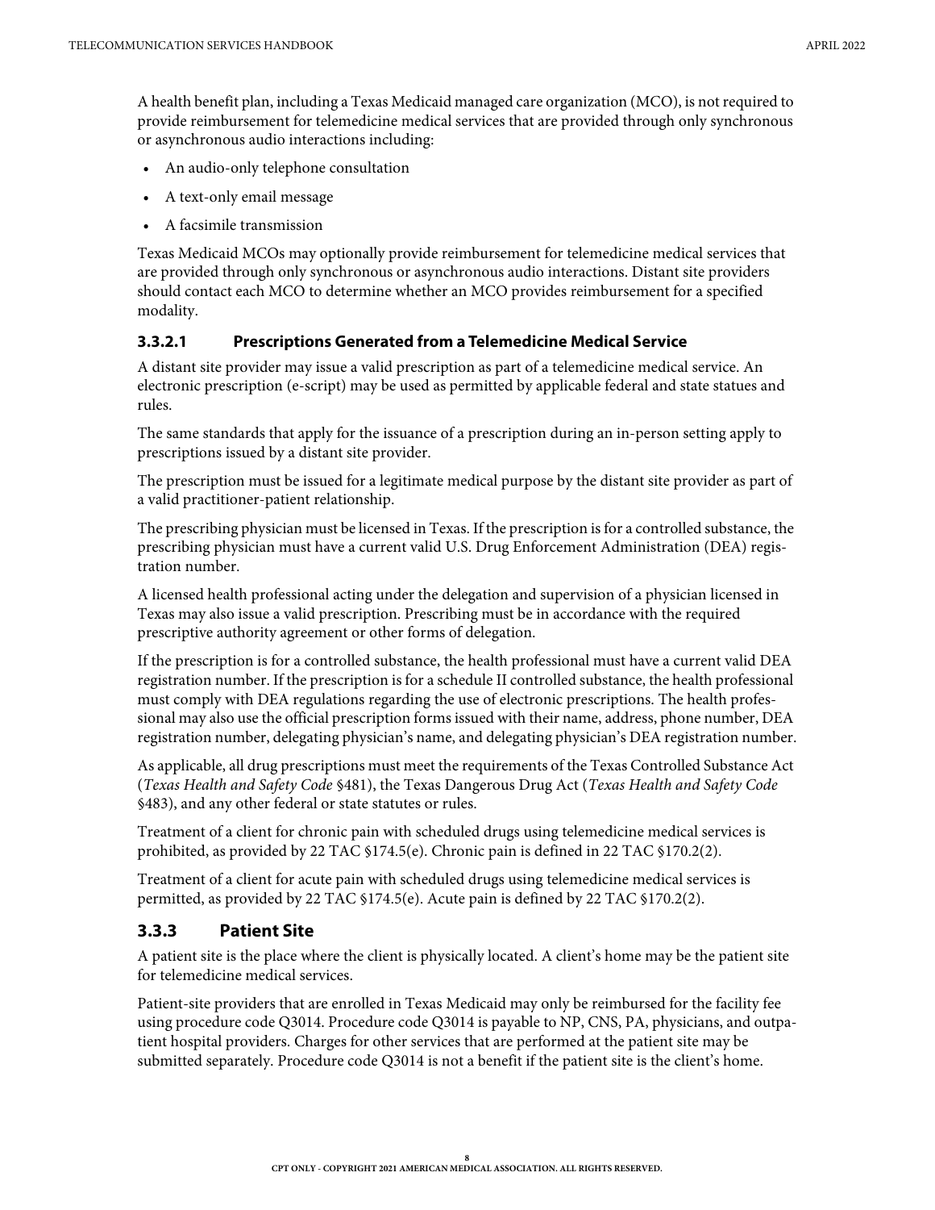A health benefit plan, including a Texas Medicaid managed care organization (MCO), is not required to provide reimbursement for telemedicine medical services that are provided through only synchronous or asynchronous audio interactions including:

- An audio-only telephone consultation
- A text-only email message
- A facsimile transmission

Texas Medicaid MCOs may optionally provide reimbursement for telemedicine medical services that are provided through only synchronous or asynchronous audio interactions. Distant site providers should contact each MCO to determine whether an MCO provides reimbursement for a specified modality.

#### 3.3.2.1 Prescriptions Generated from a Telemedicine Medical Service

A distant site provider may issue a valid prescription as part of a telemedicine medical service. An electronic prescription (e-script) may be used as permitted by applicable federal and state statues and rules.

The same standards that apply for the issuance of a prescription during an in-person setting apply to prescriptions issued by a distant site provider.

The prescription must be issued for a legitimate medical purpose by the distant site provider as part of a valid practitioner-patient relationship.

The prescribing physician must be licensed in Texas. If the prescription is for a controlled substance, the prescribing physician must have a current valid U.S. Drug Enforcement Administration (DEA) registration number.

A licensed health professional acting under the delegation and supervision of a physician licensed in Texas may also issue a valid prescription. Prescribing must be in accordance with the required prescriptive authority agreement or other forms of delegation.

If the prescription is for a controlled substance, the health professional must have a current valid DEA registration number. If the prescription is for a schedule II controlled substance, the health professional must comply with DEA regulations regarding the use of electronic prescriptions. The health professional may also use the official prescription forms issued with their name, address, phone number, DEA registration number, delegating physician's name, and delegating physician's DEA registration number.

As applicable, all drug prescriptions must meet the requirements of the Texas Controlled Substance Act (*Texas Health and Safety Code* §481), the Texas Dangerous Drug Act (*Texas Health and Safety Code* §483), and any other federal or state statutes or rules.

Treatment of a client for chronic pain with scheduled drugs using telemedicine medical services is prohibited, as provided by 22 TAC §174.5(e). Chronic pain is defined in 22 TAC §170.2(2).

Treatment of a client for acute pain with scheduled drugs using telemedicine medical services is permitted, as provided by 22 TAC §174.5(e). Acute pain is defined by 22 TAC §170.2(2).

### 3.3.3 Patient Site

A patient site is the place where the client is physically located. A client's home may be the patient site for telemedicine medical services.

Patient-site providers that are enrolled in Texas Medicaid may only be reimbursed for the facility fee using procedure code Q3014. Procedure code Q3014 is payable to NP, CNS, PA, physicians, and outpatient hospital providers. Charges for other services that are performed at the patient site may be submitted separately. Procedure code Q3014 is not a benefit if the patient site is the client's home.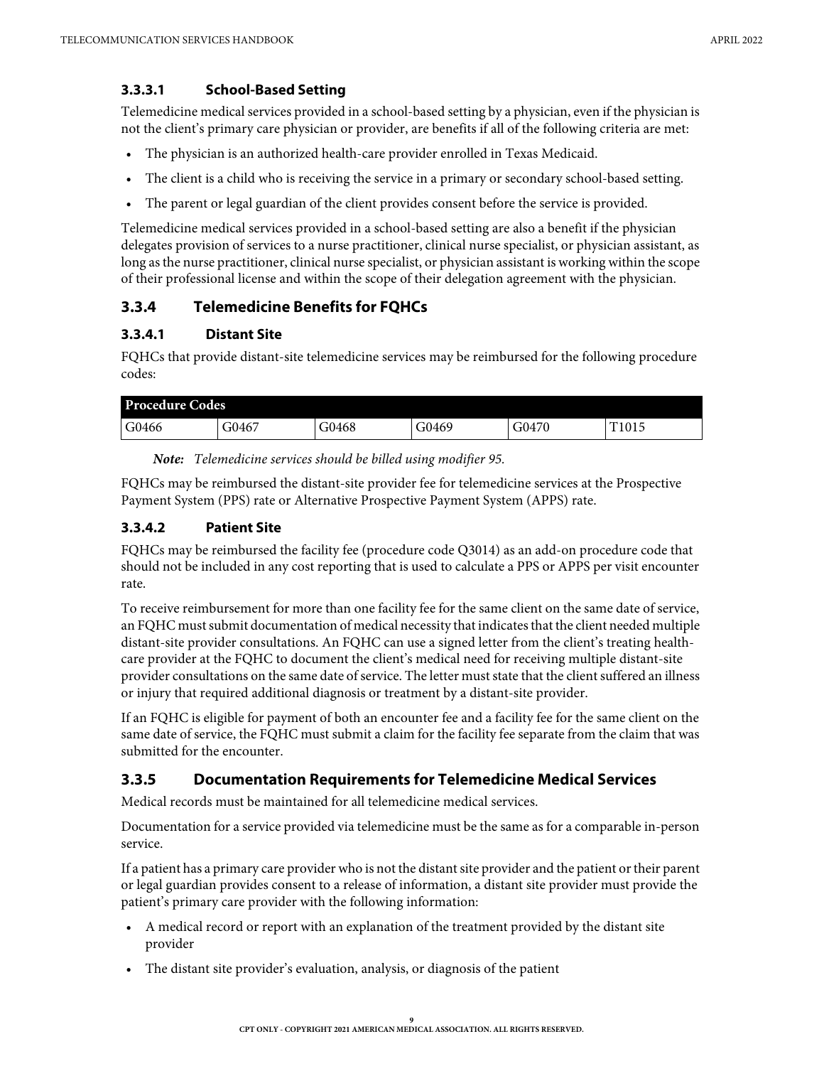#### 3.3.3.1 School-Based Setting

Telemedicine medical services provided in a school-based setting by a physician, even if the physician is not the client's primary care physician or provider, are benefits if all of the following criteria are met:

- The physician is an authorized health-care provider enrolled in Texas Medicaid.
- The client is a child who is receiving the service in a primary or secondary school-based setting.
- The parent or legal guardian of the client provides consent before the service is provided.

Telemedicine medical services provided in a school-based setting are also a benefit if the physician delegates provision of services to a nurse practitioner, clinical nurse specialist, or physician assistant, as long as the nurse practitioner, clinical nurse specialist, or physician assistant is working within the scope of their professional license and within the scope of their delegation agreement with the physician.

### 3.3.4 Telemedicine Benefits for FQHCs

#### 3.3.4.1 Distant Site

FQHCs that provide distant-site telemedicine services may be reimbursed for the following procedure codes:

| Procedure Codes | | | | | |
|---|---|---|---|---|---|
| G0466 | G0467 | G0468 | G0469 | G0470 | T1015 |

***Note:*** *Telemedicine services should be billed using modifier 95.*

FQHCs may be reimbursed the distant-site provider fee for telemedicine services at the Prospective Payment System (PPS) rate or Alternative Prospective Payment System (APPS) rate.

#### 3.3.4.2 Patient Site

FQHCs may be reimbursed the facility fee (procedure code Q3014) as an add-on procedure code that should not be included in any cost reporting that is used to calculate a PPS or APPS per visit encounter rate.

To receive reimbursement for more than one facility fee for the same client on the same date of service, an FQHC must submit documentation of medical necessity that indicates that the client needed multiple distant-site provider consultations. An FQHC can use a signed letter from the client's treating health-care provider at the FQHC to document the client's medical need for receiving multiple distant-site provider consultations on the same date of service. The letter must state that the client suffered an illness or injury that required additional diagnosis or treatment by a distant-site provider.

If an FQHC is eligible for payment of both an encounter fee and a facility fee for the same client on the same date of service, the FQHC must submit a claim for the facility fee separate from the claim that was submitted for the encounter.

### 3.3.5 Documentation Requirements for Telemedicine Medical Services

Medical records must be maintained for all telemedicine medical services.

Documentation for a service provided via telemedicine must be the same as for a comparable in-person service.

If a patient has a primary care provider who is not the distant site provider and the patient or their parent or legal guardian provides consent to a release of information, a distant site provider must provide the patient's primary care provider with the following information:

- A medical record or report with an explanation of the treatment provided by the distant site provider
- The distant site provider's evaluation, analysis, or diagnosis of the patient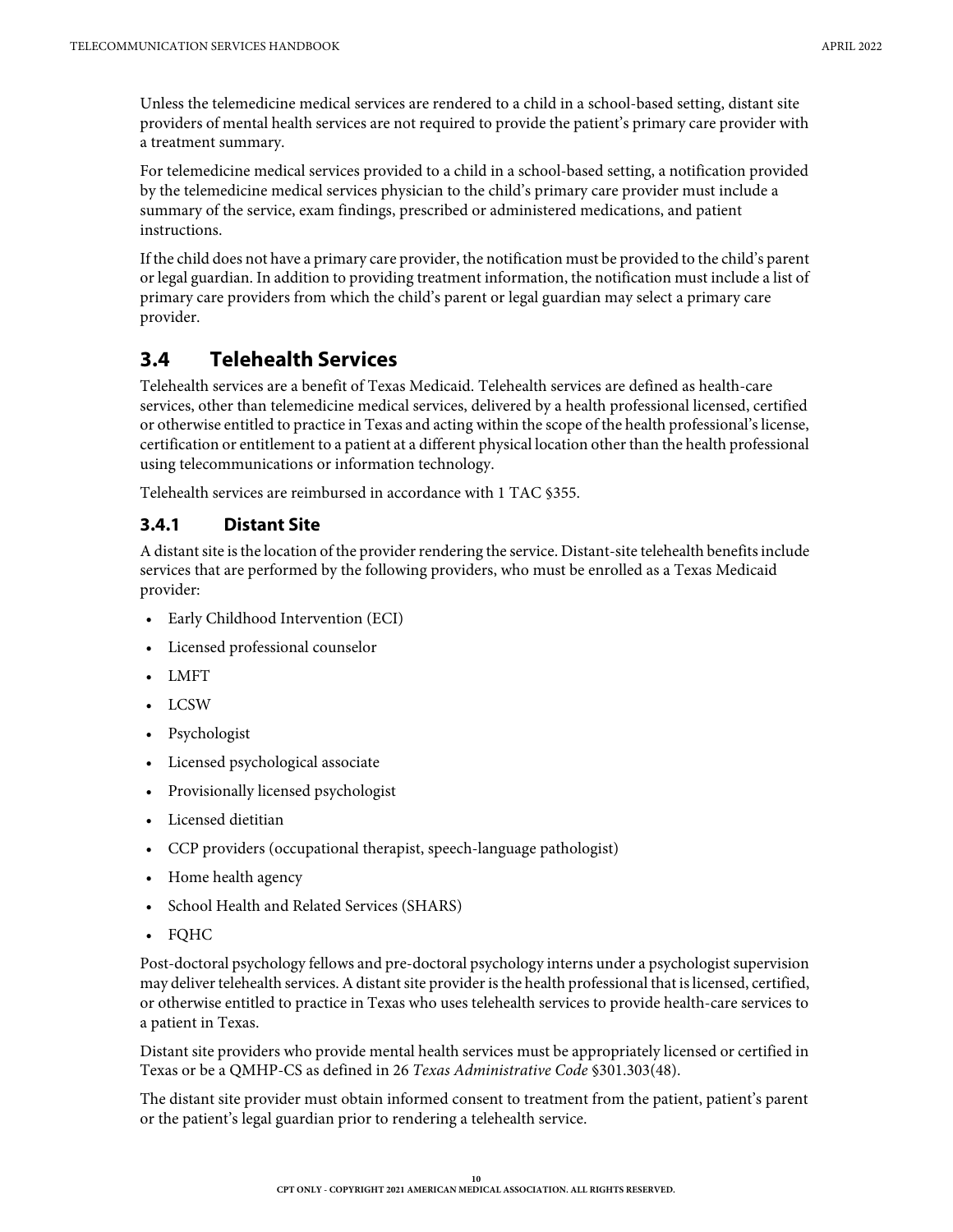Unless the telemedicine medical services are rendered to a child in a school-based setting, distant site providers of mental health services are not required to provide the patient's primary care provider with a treatment summary.

For telemedicine medical services provided to a child in a school-based setting, a notification provided by the telemedicine medical services physician to the child's primary care provider must include a summary of the service, exam findings, prescribed or administered medications, and patient instructions.

If the child does not have a primary care provider, the notification must be provided to the child's parent or legal guardian. In addition to providing treatment information, the notification must include a list of primary care providers from which the child's parent or legal guardian may select a primary care provider.

## 3.4 Telehealth Services

Telehealth services are a benefit of Texas Medicaid. Telehealth services are defined as health-care services, other than telemedicine medical services, delivered by a health professional licensed, certified or otherwise entitled to practice in Texas and acting within the scope of the health professional's license, certification or entitlement to a patient at a different physical location other than the health professional using telecommunications or information technology.

Telehealth services are reimbursed in accordance with 1 TAC §355.

### 3.4.1 Distant Site

A distant site is the location of the provider rendering the service. Distant-site telehealth benefits include services that are performed by the following providers, who must be enrolled as a Texas Medicaid provider:

- Early Childhood Intervention (ECI)
- Licensed professional counselor
- LMFT
- LCSW
- Psychologist
- Licensed psychological associate
- Provisionally licensed psychologist
- Licensed dietitian
- CCP providers (occupational therapist, speech-language pathologist)
- Home health agency
- School Health and Related Services (SHARS)
- FQHC

Post-doctoral psychology fellows and pre-doctoral psychology interns under a psychologist supervision may deliver telehealth services. A distant site provider is the health professional that is licensed, certified, or otherwise entitled to practice in Texas who uses telehealth services to provide health-care services to a patient in Texas.

Distant site providers who provide mental health services must be appropriately licensed or certified in Texas or be a QMHP-CS as defined in 26 *Texas Administrative Code* §301.303(48).

The distant site provider must obtain informed consent to treatment from the patient, patient's parent or the patient's legal guardian prior to rendering a telehealth service.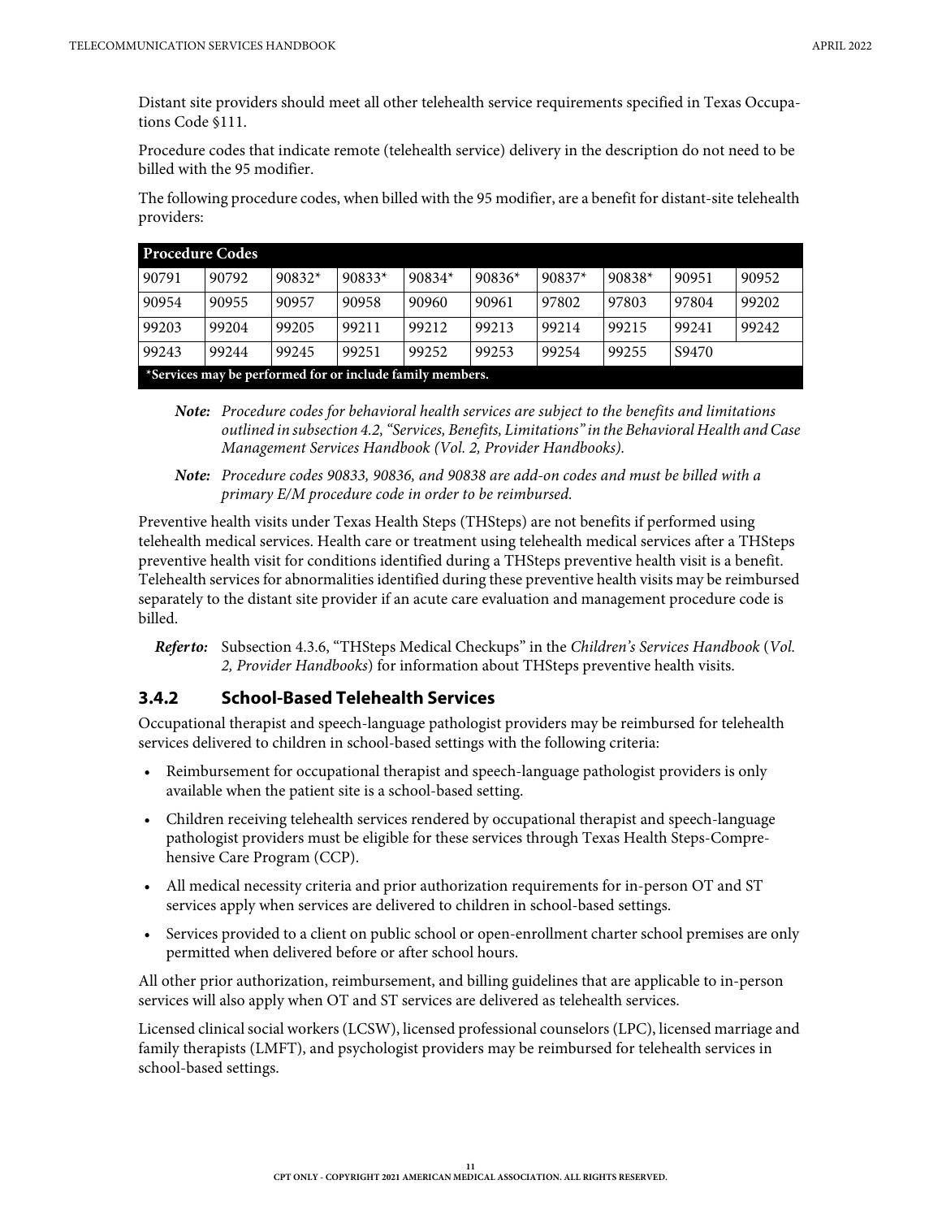Distant site providers should meet all other telehealth service requirements specified in Texas Occupations Code §111.

Procedure codes that indicate remote (telehealth service) delivery in the description do not need to be billed with the 95 modifier.

The following procedure codes, when billed with the 95 modifier, are a benefit for distant-site telehealth providers:

| Procedure Codes | | | | | | | | | |
|---|---|---|---|---|---|---|---|---|---|
| 90791 | 90792 | 90832* | 90833* | 90834* | 90836* | 90837* | 90838* | 90951 | 90952 |
| 90954 | 90955 | 90957 | 90958 | 90960 | 90961 | 97802 | 97803 | 97804 | 99202 |
| 99203 | 99204 | 99205 | 99211 | 99212 | 99213 | 99214 | 99215 | 99241 | 99242 |
| 99243 | 99244 | 99245 | 99251 | 99252 | 99253 | 99254 | 99255 | S9470 | |
| *Services may be performed for or include family members. | | | | | | | | | |

> ***Note:*** *Procedure codes for behavioral health services are subject to the benefits and limitations outlined in subsection 4.2, "Services, Benefits, Limitations" in the Behavioral Health and Case Management Services Handbook (Vol. 2, Provider Handbooks).*

> ***Note:*** *Procedure codes 90833, 90836, and 90838 are add-on codes and must be billed with a primary E/M procedure code in order to be reimbursed.*

Preventive health visits under Texas Health Steps (THSteps) are not benefits if performed using telehealth medical services. Health care or treatment using telehealth medical services after a THSteps preventive health visit for conditions identified during a THSteps preventive health visit is a benefit. Telehealth services for abnormalities identified during these preventive health visits may be reimbursed separately to the distant site provider if an acute care evaluation and management procedure code is billed.

> ***Refer to:*** Subsection 4.3.6, "THSteps Medical Checkups" in the *Children's Services Handbook* (*Vol. 2, Provider Handbooks*) for information about THSteps preventive health visits.

### 3.4.2 School-Based Telehealth Services

Occupational therapist and speech-language pathologist providers may be reimbursed for telehealth services delivered to children in school-based settings with the following criteria:

- Reimbursement for occupational therapist and speech-language pathologist providers is only available when the patient site is a school-based setting.
- Children receiving telehealth services rendered by occupational therapist and speech-language pathologist providers must be eligible for these services through Texas Health Steps-Comprehensive Care Program (CCP).
- All medical necessity criteria and prior authorization requirements for in-person OT and ST services apply when services are delivered to children in school-based settings.
- Services provided to a client on public school or open-enrollment charter school premises are only permitted when delivered before or after school hours.

All other prior authorization, reimbursement, and billing guidelines that are applicable to in-person services will also apply when OT and ST services are delivered as telehealth services.

Licensed clinical social workers (LCSW), licensed professional counselors (LPC), licensed marriage and family therapists (LMFT), and psychologist providers may be reimbursed for telehealth services in school-based settings.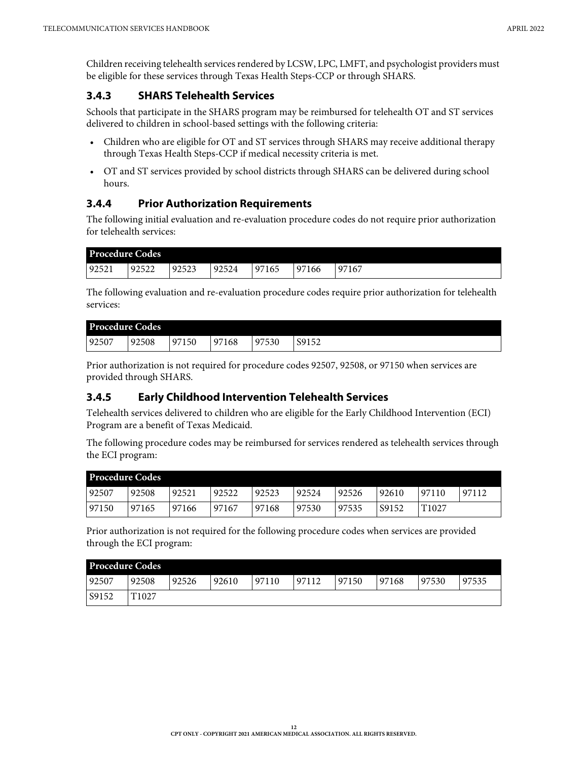Children receiving telehealth services rendered by LCSW, LPC, LMFT, and psychologist providers must be eligible for these services through Texas Health Steps-CCP or through SHARS.

### 3.4.3 SHARS Telehealth Services

Schools that participate in the SHARS program may be reimbursed for telehealth OT and ST services delivered to children in school-based settings with the following criteria:

- Children who are eligible for OT and ST services through SHARS may receive additional therapy through Texas Health Steps-CCP if medical necessity criteria is met.
- OT and ST services provided by school districts through SHARS can be delivered during school hours.

### 3.4.4 Prior Authorization Requirements

The following initial evaluation and re-evaluation procedure codes do not require prior authorization for telehealth services:

| Procedure Codes | | | | | | |
|---|---|---|---|---|---|---|
| 92521 | 92522 | 92523 | 92524 | 97165 | 97166 | 97167 |

The following evaluation and re-evaluation procedure codes require prior authorization for telehealth services:

| Procedure Codes | | | | | |
|---|---|---|---|---|---|
| 92507 | 92508 | 97150 | 97168 | 97530 | S9152 |

Prior authorization is not required for procedure codes 92507, 92508, or 97150 when services are provided through SHARS.

### 3.4.5 Early Childhood Intervention Telehealth Services

Telehealth services delivered to children who are eligible for the Early Childhood Intervention (ECI) Program are a benefit of Texas Medicaid.

The following procedure codes may be reimbursed for services rendered as telehealth services through the ECI program:

| Procedure Codes | | | | | | | | | |
|---|---|---|---|---|---|---|---|---|---|
| 92507 | 92508 | 92521 | 92522 | 92523 | 92524 | 92526 | 92610 | 97110 | 97112 |
| 97150 | 97165 | 97166 | 97167 | 97168 | 97530 | 97535 | S9152 | T1027 | |

Prior authorization is not required for the following procedure codes when services are provided through the ECI program:

| Procedure Codes | | | | | | | | | |
|---|---|---|---|---|---|---|---|---|---|
| 92507 | 92508 | 92526 | 92610 | 97110 | 97112 | 97150 | 97168 | 97530 | 97535 |
| S9152 | T1027 | | | | | | | | |

CPT ONLY - COPYRIGHT 2021 AMERICAN MEDICAL ASSOCIATION. ALL RIGHTS RESERVED.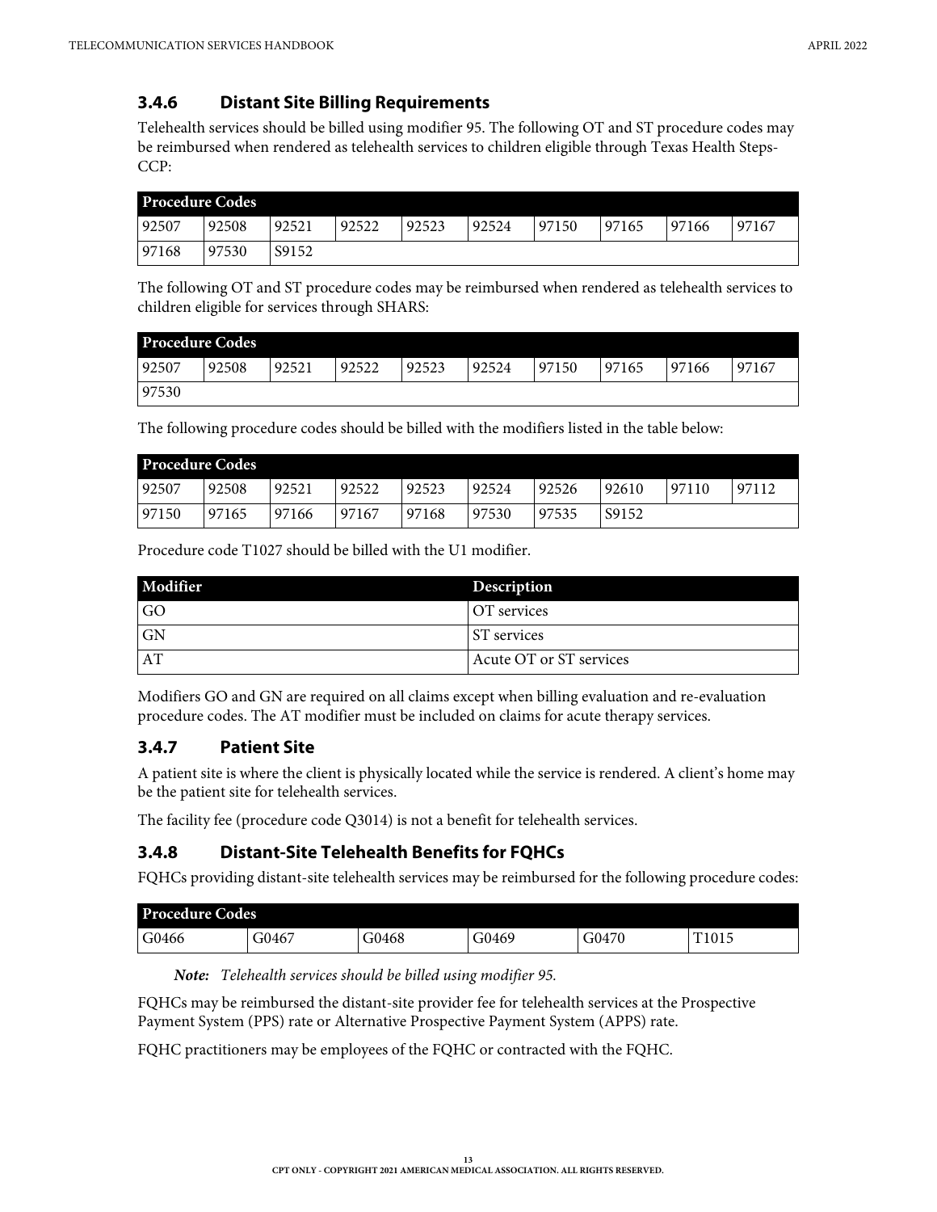### 3.4.6 Distant Site Billing Requirements

Telehealth services should be billed using modifier 95. The following OT and ST procedure codes may be reimbursed when rendered as telehealth services to children eligible through Texas Health Steps-CCP:

| Procedure Codes | | | | | | | | | |
|---|---|---|---|---|---|---|---|---|---|
| 92507 | 92508 | 92521 | 92522 | 92523 | 92524 | 97150 | 97165 | 97166 | 97167 |
| 97168 | 97530 | S9152 | | | | | | | |

The following OT and ST procedure codes may be reimbursed when rendered as telehealth services to children eligible for services through SHARS:

| Procedure Codes | | | | | | | | | |
|---|---|---|---|---|---|---|---|---|---|
| 92507 | 92508 | 92521 | 92522 | 92523 | 92524 | 97150 | 97165 | 97166 | 97167 |
| 97530 | | | | | | | | | |

The following procedure codes should be billed with the modifiers listed in the table below:

| Procedure Codes | | | | | | | | | |
|---|---|---|---|---|---|---|---|---|---|
| 92507 | 92508 | 92521 | 92522 | 92523 | 92524 | 92526 | 92610 | 97110 | 97112 |
| 97150 | 97165 | 97166 | 97167 | 97168 | 97530 | 97535 | S9152 | | |

Procedure code T1027 should be billed with the U1 modifier.

| Modifier | Description |
|---|---|
| GO | OT services |
| GN | ST services |
| AT | Acute OT or ST services |

Modifiers GO and GN are required on all claims except when billing evaluation and re-evaluation procedure codes. The AT modifier must be included on claims for acute therapy services.

### 3.4.7 Patient Site

A patient site is where the client is physically located while the service is rendered. A client's home may be the patient site for telehealth services.

The facility fee (procedure code Q3014) is not a benefit for telehealth services.

### 3.4.8 Distant-Site Telehealth Benefits for FQHCs

FQHCs providing distant-site telehealth services may be reimbursed for the following procedure codes:

| Procedure Codes | | | | | |
|---|---|---|---|---|---|
| G0466 | G0467 | G0468 | G0469 | G0470 | T1015 |

***Note:*** *Telehealth services should be billed using modifier 95.*

FQHCs may be reimbursed the distant-site provider fee for telehealth services at the Prospective Payment System (PPS) rate or Alternative Prospective Payment System (APPS) rate.

FQHC practitioners may be employees of the FQHC or contracted with the FQHC.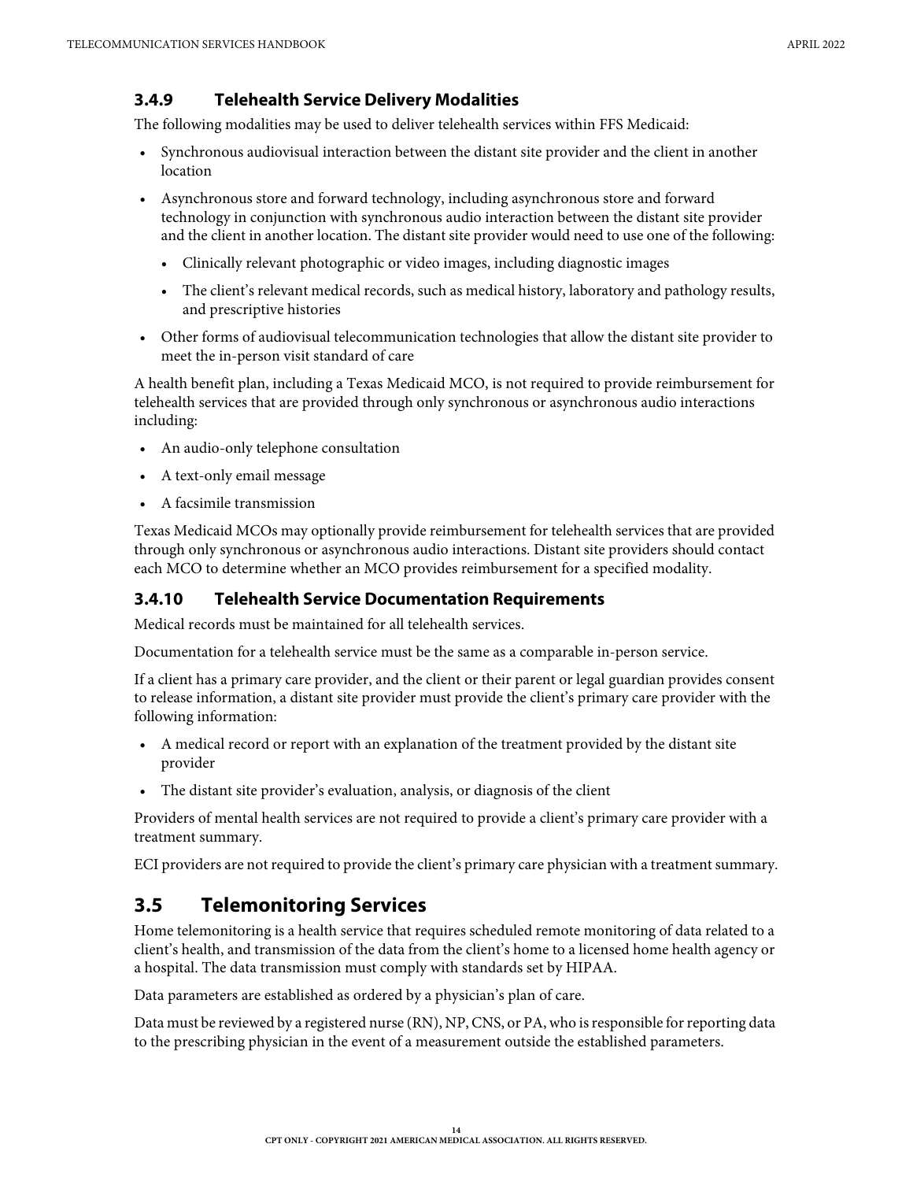### 3.4.9 Telehealth Service Delivery Modalities

The following modalities may be used to deliver telehealth services within FFS Medicaid:

- Synchronous audiovisual interaction between the distant site provider and the client in another location
- Asynchronous store and forward technology, including asynchronous store and forward technology in conjunction with synchronous audio interaction between the distant site provider and the client in another location. The distant site provider would need to use one of the following:
  - Clinically relevant photographic or video images, including diagnostic images
  - The client's relevant medical records, such as medical history, laboratory and pathology results, and prescriptive histories
- Other forms of audiovisual telecommunication technologies that allow the distant site provider to meet the in-person visit standard of care

A health benefit plan, including a Texas Medicaid MCO, is not required to provide reimbursement for telehealth services that are provided through only synchronous or asynchronous audio interactions including:

- An audio-only telephone consultation
- A text-only email message
- A facsimile transmission

Texas Medicaid MCOs may optionally provide reimbursement for telehealth services that are provided through only synchronous or asynchronous audio interactions. Distant site providers should contact each MCO to determine whether an MCO provides reimbursement for a specified modality.

### 3.4.10 Telehealth Service Documentation Requirements

Medical records must be maintained for all telehealth services.

Documentation for a telehealth service must be the same as a comparable in-person service.

If a client has a primary care provider, and the client or their parent or legal guardian provides consent to release information, a distant site provider must provide the client's primary care provider with the following information:

- A medical record or report with an explanation of the treatment provided by the distant site provider
- The distant site provider's evaluation, analysis, or diagnosis of the client

Providers of mental health services are not required to provide a client's primary care provider with a treatment summary.

ECI providers are not required to provide the client's primary care physician with a treatment summary.

## 3.5 Telemonitoring Services

Home telemonitoring is a health service that requires scheduled remote monitoring of data related to a client's health, and transmission of the data from the client's home to a licensed home health agency or a hospital. The data transmission must comply with standards set by HIPAA.

Data parameters are established as ordered by a physician's plan of care.

Data must be reviewed by a registered nurse (RN), NP, CNS, or PA, who is responsible for reporting data to the prescribing physician in the event of a measurement outside the established parameters.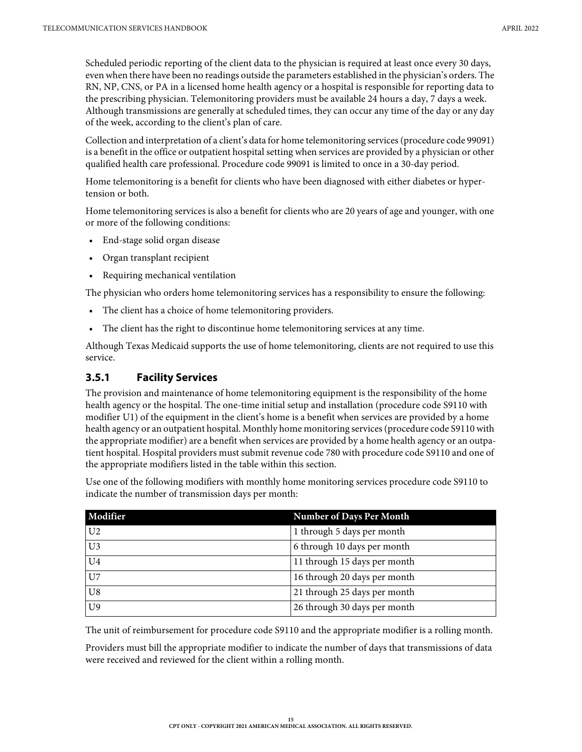Scheduled periodic reporting of the client data to the physician is required at least once every 30 days, even when there have been no readings outside the parameters established in the physician's orders. The RN, NP, CNS, or PA in a licensed home health agency or a hospital is responsible for reporting data to the prescribing physician. Telemonitoring providers must be available 24 hours a day, 7 days a week. Although transmissions are generally at scheduled times, they can occur any time of the day or any day of the week, according to the client's plan of care.

Collection and interpretation of a client's data for home telemonitoring services (procedure code 99091) is a benefit in the office or outpatient hospital setting when services are provided by a physician or other qualified health care professional. Procedure code 99091 is limited to once in a 30-day period.

Home telemonitoring is a benefit for clients who have been diagnosed with either diabetes or hypertension or both.

Home telemonitoring services is also a benefit for clients who are 20 years of age and younger, with one or more of the following conditions:

- End-stage solid organ disease
- Organ transplant recipient
- Requiring mechanical ventilation

The physician who orders home telemonitoring services has a responsibility to ensure the following:

- The client has a choice of home telemonitoring providers.
- The client has the right to discontinue home telemonitoring services at any time.

Although Texas Medicaid supports the use of home telemonitoring, clients are not required to use this service.

### 3.5.1 Facility Services

The provision and maintenance of home telemonitoring equipment is the responsibility of the home health agency or the hospital. The one-time initial setup and installation (procedure code S9110 with modifier U1) of the equipment in the client's home is a benefit when services are provided by a home health agency or an outpatient hospital. Monthly home monitoring services (procedure code S9110 with the appropriate modifier) are a benefit when services are provided by a home health agency or an outpatient hospital. Hospital providers must submit revenue code 780 with procedure code S9110 and one of the appropriate modifiers listed in the table within this section.

Use one of the following modifiers with monthly home monitoring services procedure code S9110 to indicate the number of transmission days per month:

| Modifier | Number of Days Per Month |
|---|---|
| U2 | 1 through 5 days per month |
| U3 | 6 through 10 days per month |
| U4 | 11 through 15 days per month |
| U7 | 16 through 20 days per month |
| U8 | 21 through 25 days per month |
| U9 | 26 through 30 days per month |

The unit of reimbursement for procedure code S9110 and the appropriate modifier is a rolling month.

Providers must bill the appropriate modifier to indicate the number of days that transmissions of data were received and reviewed for the client within a rolling month.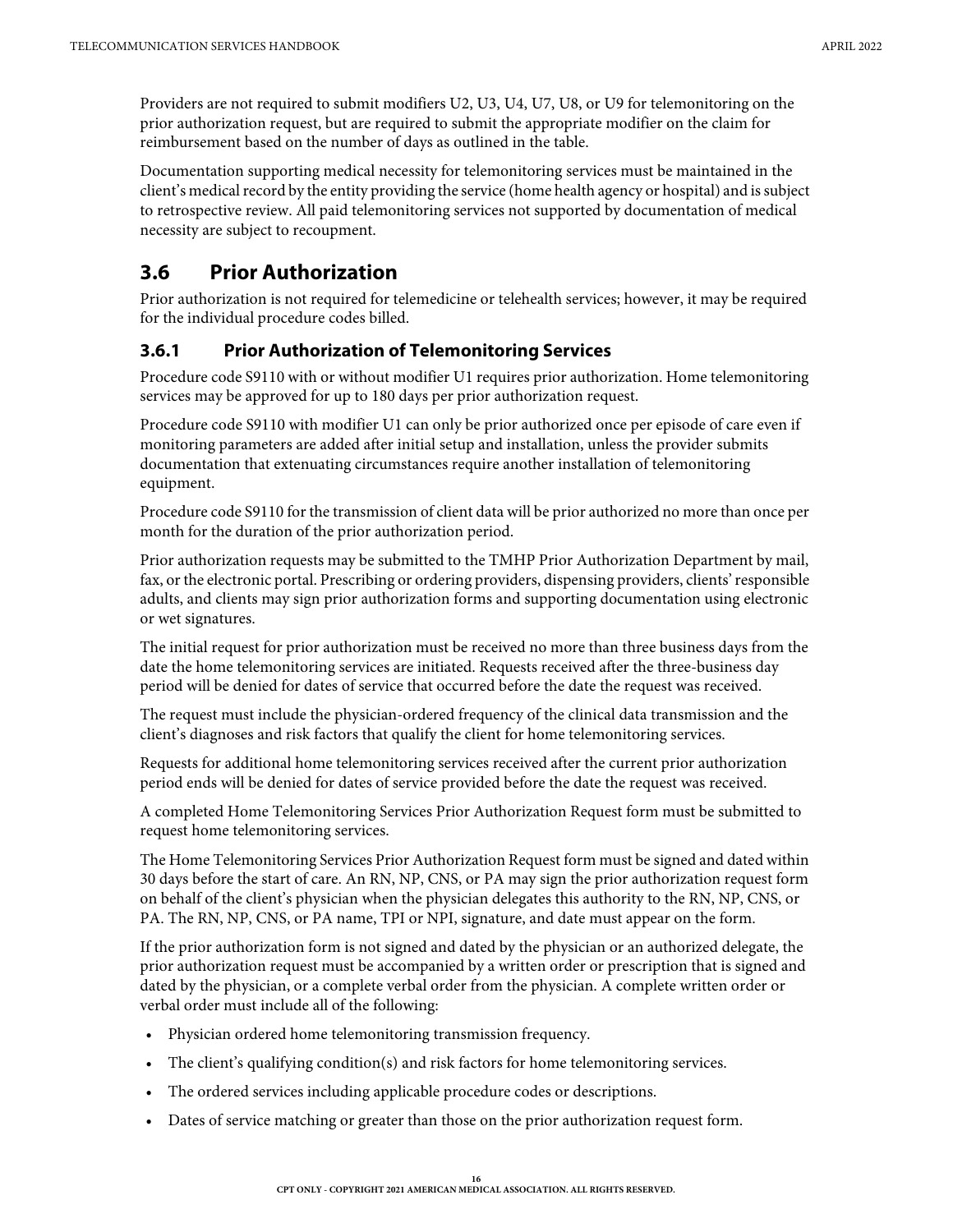Providers are not required to submit modifiers U2, U3, U4, U7, U8, or U9 for telemonitoring on the prior authorization request, but are required to submit the appropriate modifier on the claim for reimbursement based on the number of days as outlined in the table.

Documentation supporting medical necessity for telemonitoring services must be maintained in the client's medical record by the entity providing the service (home health agency or hospital) and is subject to retrospective review. All paid telemonitoring services not supported by documentation of medical necessity are subject to recoupment.

## 3.6 Prior Authorization

Prior authorization is not required for telemedicine or telehealth services; however, it may be required for the individual procedure codes billed.

### 3.6.1 Prior Authorization of Telemonitoring Services

Procedure code S9110 with or without modifier U1 requires prior authorization. Home telemonitoring services may be approved for up to 180 days per prior authorization request.

Procedure code S9110 with modifier U1 can only be prior authorized once per episode of care even if monitoring parameters are added after initial setup and installation, unless the provider submits documentation that extenuating circumstances require another installation of telemonitoring equipment.

Procedure code S9110 for the transmission of client data will be prior authorized no more than once per month for the duration of the prior authorization period.

Prior authorization requests may be submitted to the TMHP Prior Authorization Department by mail, fax, or the electronic portal. Prescribing or ordering providers, dispensing providers, clients' responsible adults, and clients may sign prior authorization forms and supporting documentation using electronic or wet signatures.

The initial request for prior authorization must be received no more than three business days from the date the home telemonitoring services are initiated. Requests received after the three-business day period will be denied for dates of service that occurred before the date the request was received.

The request must include the physician-ordered frequency of the clinical data transmission and the client's diagnoses and risk factors that qualify the client for home telemonitoring services.

Requests for additional home telemonitoring services received after the current prior authorization period ends will be denied for dates of service provided before the date the request was received.

A completed Home Telemonitoring Services Prior Authorization Request form must be submitted to request home telemonitoring services.

The Home Telemonitoring Services Prior Authorization Request form must be signed and dated within 30 days before the start of care. An RN, NP, CNS, or PA may sign the prior authorization request form on behalf of the client's physician when the physician delegates this authority to the RN, NP, CNS, or PA. The RN, NP, CNS, or PA name, TPI or NPI, signature, and date must appear on the form.

If the prior authorization form is not signed and dated by the physician or an authorized delegate, the prior authorization request must be accompanied by a written order or prescription that is signed and dated by the physician, or a complete verbal order from the physician. A complete written order or verbal order must include all of the following:

- Physician ordered home telemonitoring transmission frequency.
- The client's qualifying condition(s) and risk factors for home telemonitoring services.
- The ordered services including applicable procedure codes or descriptions.
- Dates of service matching or greater than those on the prior authorization request form.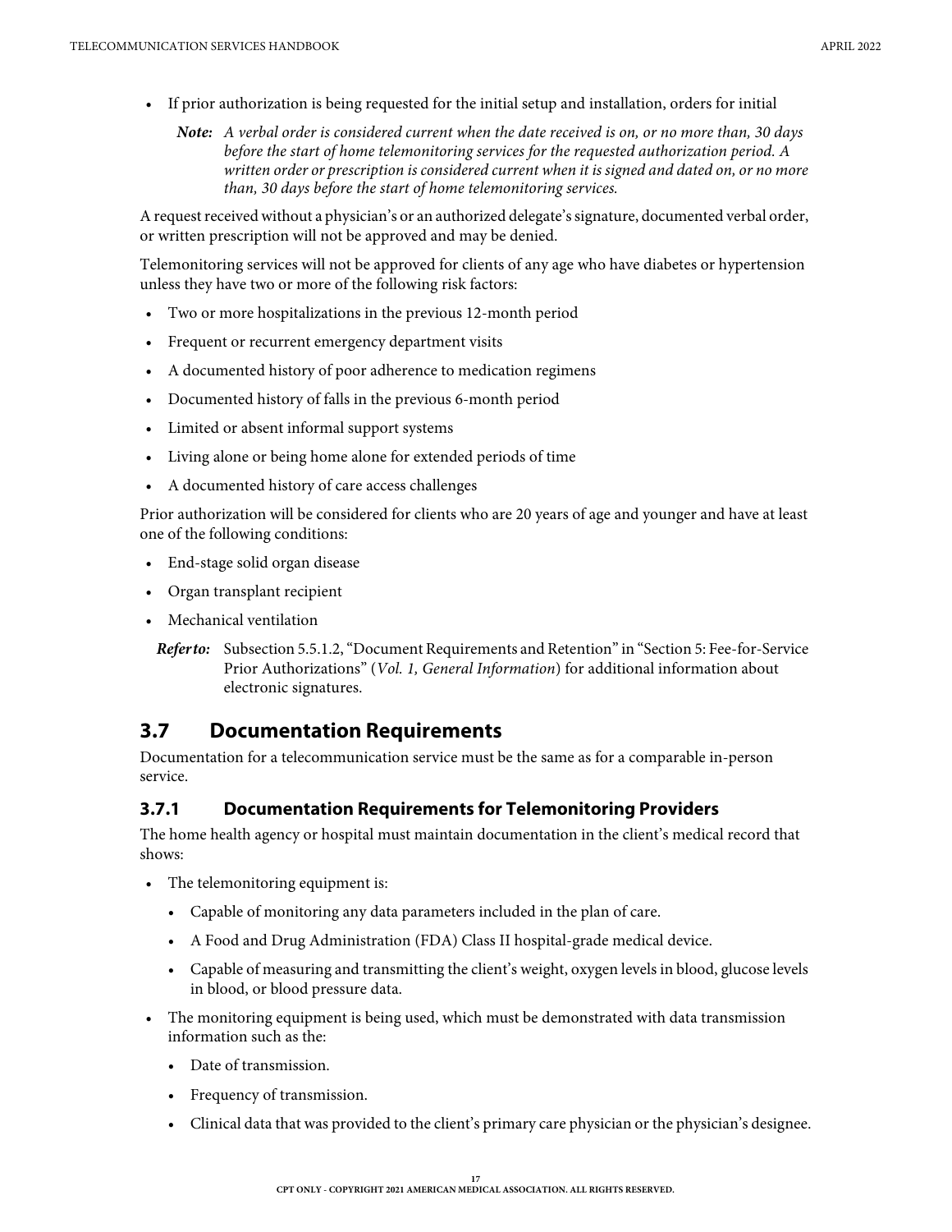- If prior authorization is being requested for the initial setup and installation, orders for initial

  ***Note:*** *A verbal order is considered current when the date received is on, or no more than, 30 days before the start of home telemonitoring services for the requested authorization period. A written order or prescription is considered current when it is signed and dated on, or no more than, 30 days before the start of home telemonitoring services.*

A request received without a physician's or an authorized delegate's signature, documented verbal order, or written prescription will not be approved and may be denied.

Telemonitoring services will not be approved for clients of any age who have diabetes or hypertension unless they have two or more of the following risk factors:

- Two or more hospitalizations in the previous 12-month period
- Frequent or recurrent emergency department visits
- A documented history of poor adherence to medication regimens
- Documented history of falls in the previous 6-month period
- Limited or absent informal support systems
- Living alone or being home alone for extended periods of time
- A documented history of care access challenges

Prior authorization will be considered for clients who are 20 years of age and younger and have at least one of the following conditions:

- End-stage solid organ disease
- Organ transplant recipient
- Mechanical ventilation

  ***Refer to:*** Subsection 5.5.1.2, "Document Requirements and Retention" in "Section 5: Fee-for-Service Prior Authorizations" (*Vol. 1, General Information*) for additional information about electronic signatures.

## 3.7 Documentation Requirements

Documentation for a telecommunication service must be the same as for a comparable in-person service.

### 3.7.1 Documentation Requirements for Telemonitoring Providers

The home health agency or hospital must maintain documentation in the client's medical record that shows:

- The telemonitoring equipment is:
  - Capable of monitoring any data parameters included in the plan of care.
  - A Food and Drug Administration (FDA) Class II hospital-grade medical device.
  - Capable of measuring and transmitting the client's weight, oxygen levels in blood, glucose levels in blood, or blood pressure data.
- The monitoring equipment is being used, which must be demonstrated with data transmission information such as the:
  - Date of transmission.
  - Frequency of transmission.
  - Clinical data that was provided to the client's primary care physician or the physician's designee.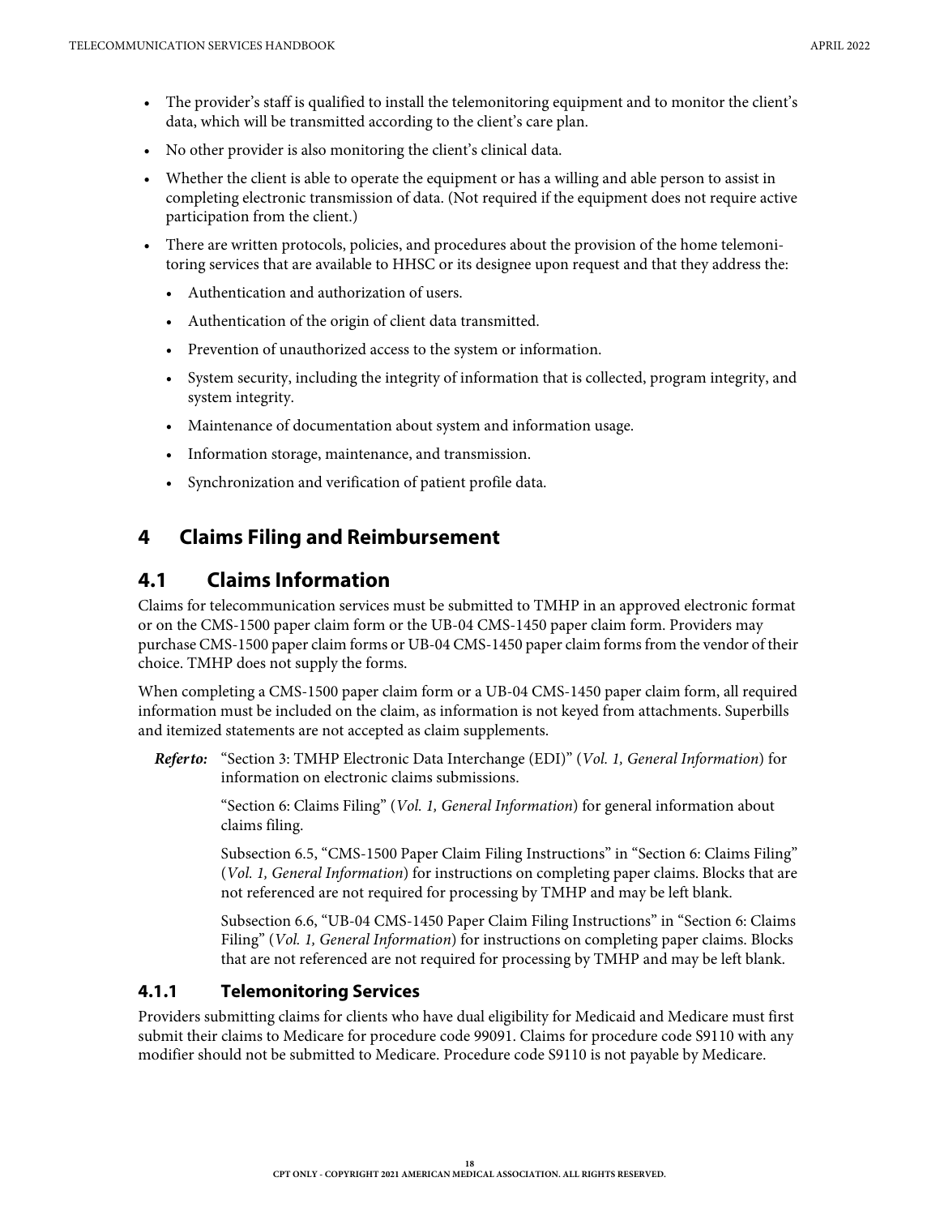- The provider's staff is qualified to install the telemonitoring equipment and to monitor the client's data, which will be transmitted according to the client's care plan.
- No other provider is also monitoring the client's clinical data.
- Whether the client is able to operate the equipment or has a willing and able person to assist in completing electronic transmission of data. (Not required if the equipment does not require active participation from the client.)
- There are written protocols, policies, and procedures about the provision of the home telemonitoring services that are available to HHSC or its designee upon request and that they address the:
  - Authentication and authorization of users.
  - Authentication of the origin of client data transmitted.
  - Prevention of unauthorized access to the system or information.
  - System security, including the integrity of information that is collected, program integrity, and system integrity.
  - Maintenance of documentation about system and information usage.
  - Information storage, maintenance, and transmission.
  - Synchronization and verification of patient profile data.

# 4 Claims Filing and Reimbursement

## 4.1 Claims Information

Claims for telecommunication services must be submitted to TMHP in an approved electronic format or on the CMS-1500 paper claim form or the UB-04 CMS-1450 paper claim form. Providers may purchase CMS-1500 paper claim forms or UB-04 CMS-1450 paper claim forms from the vendor of their choice. TMHP does not supply the forms.

When completing a CMS-1500 paper claim form or a UB-04 CMS-1450 paper claim form, all required information must be included on the claim, as information is not keyed from attachments. Superbills and itemized statements are not accepted as claim supplements.

***Refer to:*** "Section 3: TMHP Electronic Data Interchange (EDI)" (*Vol. 1, General Information*) for information on electronic claims submissions.

"Section 6: Claims Filing" (*Vol. 1, General Information*) for general information about claims filing.

Subsection 6.5, "CMS-1500 Paper Claim Filing Instructions" in "Section 6: Claims Filing" (*Vol. 1, General Information*) for instructions on completing paper claims. Blocks that are not referenced are not required for processing by TMHP and may be left blank.

Subsection 6.6, "UB-04 CMS-1450 Paper Claim Filing Instructions" in "Section 6: Claims Filing" (*Vol. 1, General Information*) for instructions on completing paper claims. Blocks that are not referenced are not required for processing by TMHP and may be left blank.

### 4.1.1 Telemonitoring Services

Providers submitting claims for clients who have dual eligibility for Medicaid and Medicare must first submit their claims to Medicare for procedure code 99091. Claims for procedure code S9110 with any modifier should not be submitted to Medicare. Procedure code S9110 is not payable by Medicare.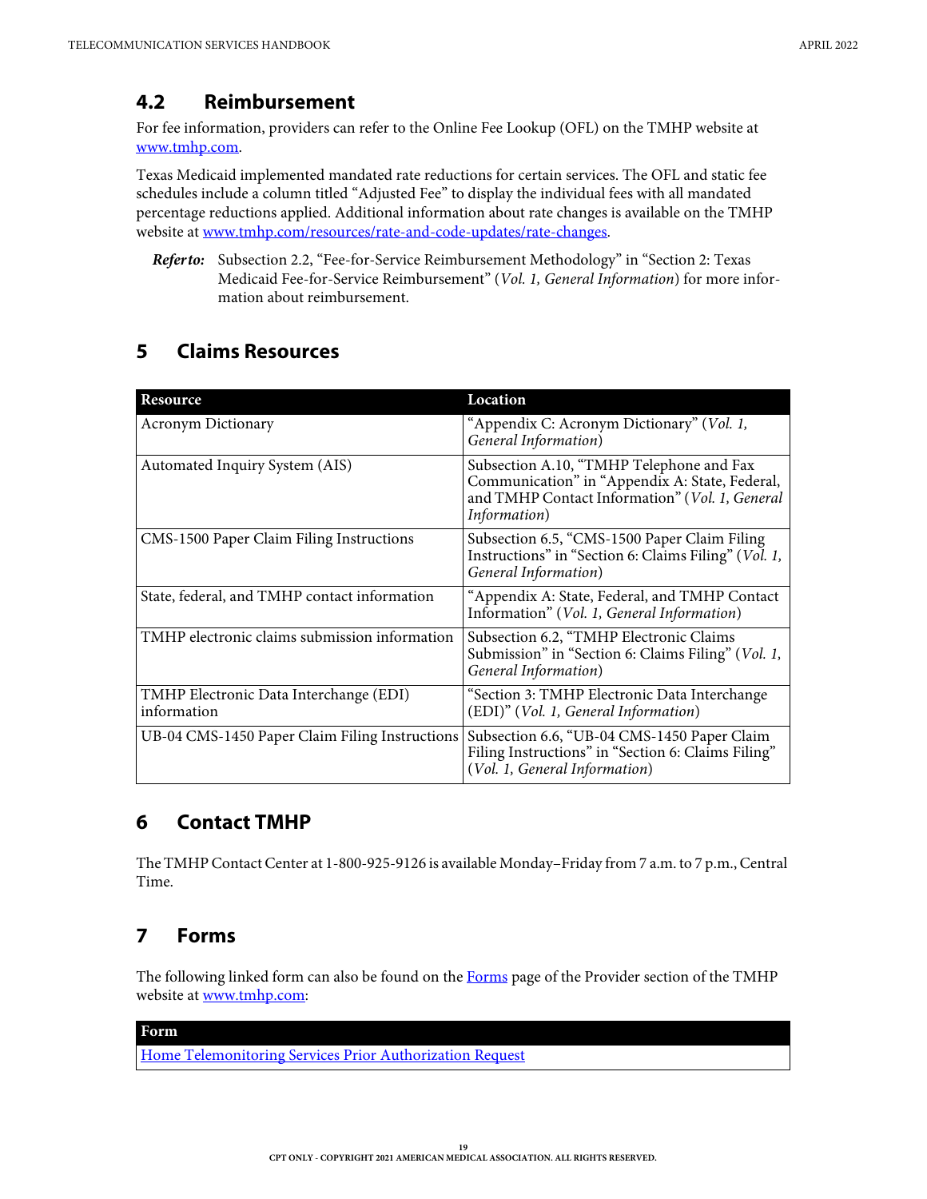## 4.2 Reimbursement

For fee information, providers can refer to the Online Fee Lookup (OFL) on the TMHP website at [www.tmhp.com](www.tmhp.com).

Texas Medicaid implemented mandated rate reductions for certain services. The OFL and static fee schedules include a column titled "Adjusted Fee" to display the individual fees with all mandated percentage reductions applied. Additional information about rate changes is available on the TMHP website at [www.tmhp.com/resources/rate-and-code-updates/rate-changes](www.tmhp.com/resources/rate-and-code-updates/rate-changes).

***Refer to:*** Subsection 2.2, "Fee-for-Service Reimbursement Methodology" in "Section 2: Texas Medicaid Fee-for-Service Reimbursement" (*Vol. 1, General Information*) for more information about reimbursement.

# 5 Claims Resources

| Resource | Location |
|---|---|
| Acronym Dictionary | "Appendix C: Acronym Dictionary" (*Vol. 1, General Information*) |
| Automated Inquiry System (AIS) | Subsection A.10, "TMHP Telephone and Fax Communication" in "Appendix A: State, Federal, and TMHP Contact Information" (*Vol. 1, General Information*) |
| CMS-1500 Paper Claim Filing Instructions | Subsection 6.5, "CMS-1500 Paper Claim Filing Instructions" in "Section 6: Claims Filing" (*Vol. 1, General Information*) |
| State, federal, and TMHP contact information | "Appendix A: State, Federal, and TMHP Contact Information" (*Vol. 1, General Information*) |
| TMHP electronic claims submission information | Subsection 6.2, "TMHP Electronic Claims Submission" in "Section 6: Claims Filing" (*Vol. 1, General Information*) |
| TMHP Electronic Data Interchange (EDI) information | "Section 3: TMHP Electronic Data Interchange (EDI)" (*Vol. 1, General Information*) |
| UB-04 CMS-1450 Paper Claim Filing Instructions | Subsection 6.6, "UB-04 CMS-1450 Paper Claim Filing Instructions" in "Section 6: Claims Filing" (*Vol. 1, General Information*) |

# 6 Contact TMHP

The TMHP Contact Center at 1-800-925-9126 is available Monday–Friday from 7 a.m. to 7 p.m., Central Time.

# 7 Forms

The following linked form can also be found on the [Forms](Forms) page of the Provider section of the TMHP website at [www.tmhp.com](www.tmhp.com):

| Form |
|---|
| [Home Telemonitoring Services Prior Authorization Request](Home Telemonitoring Services Prior Authorization Request) |

CPT ONLY - COPYRIGHT 2021 AMERICAN MEDICAL ASSOCIATION. ALL RIGHTS RESERVED.